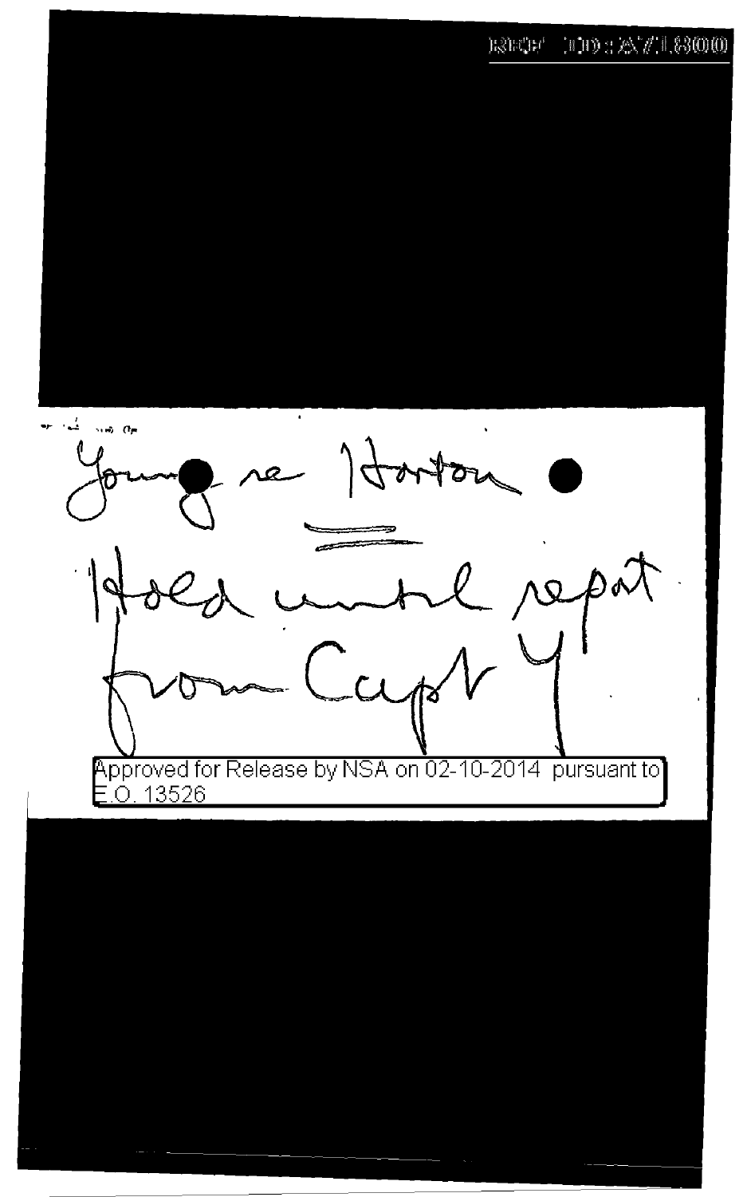Young re Horton

Hold until report from Capt Y

Approved for Release by NSA on 02-10-2014 pursuant to E.O. 13526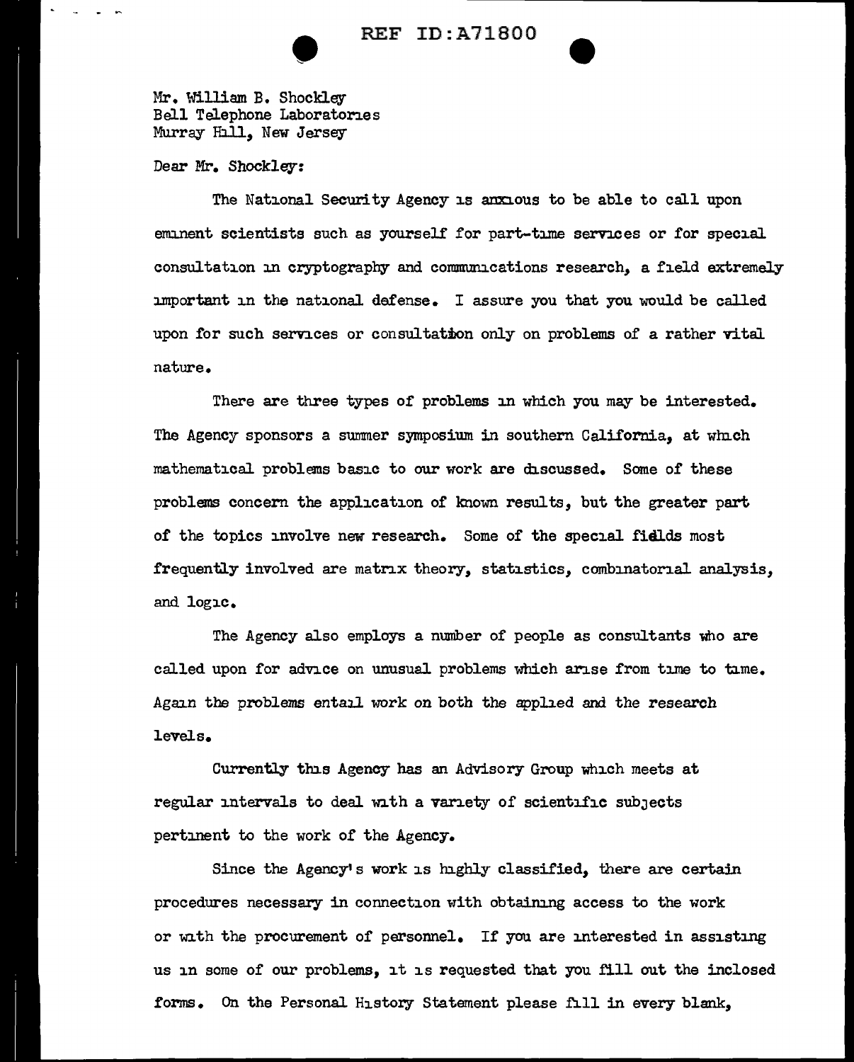Mr. William B. Shockley
Bell Telephone Laboratories
Murray Hill, New Jersey

Dear Mr. Shockley:

The National Security Agency is anxious to be able to call upon eminent scientists such as yourself for part-time services or for special consultation in cryptography and communications research, a field extremely important in the national defense. I assure you that you would be called upon for such services or consultation only on problems of a rather vital nature.

There are three types of problems in which you may be interested. The Agency sponsors a summer symposium in southern California, at which mathematical problems basic to our work are discussed. Some of these problems concern the application of known results, but the greater part of the topics involve new research. Some of the special fields most frequently involved are matrix theory, statistics, combinatorial analysis, and logic.

The Agency also employs a number of people as consultants who are called upon for advice on unusual problems which arise from time to time. Again the problems entail work on both the applied and the research levels.

Currently this Agency has an Advisory Group which meets at regular intervals to deal with a variety of scientific subjects pertinent to the work of the Agency.

Since the Agency's work is highly classified, there are certain procedures necessary in connection with obtaining access to the work or with the procurement of personnel. If you are interested in assisting us in some of our problems, it is requested that you fill out the inclosed forms. On the Personal History Statement please fill in every blank,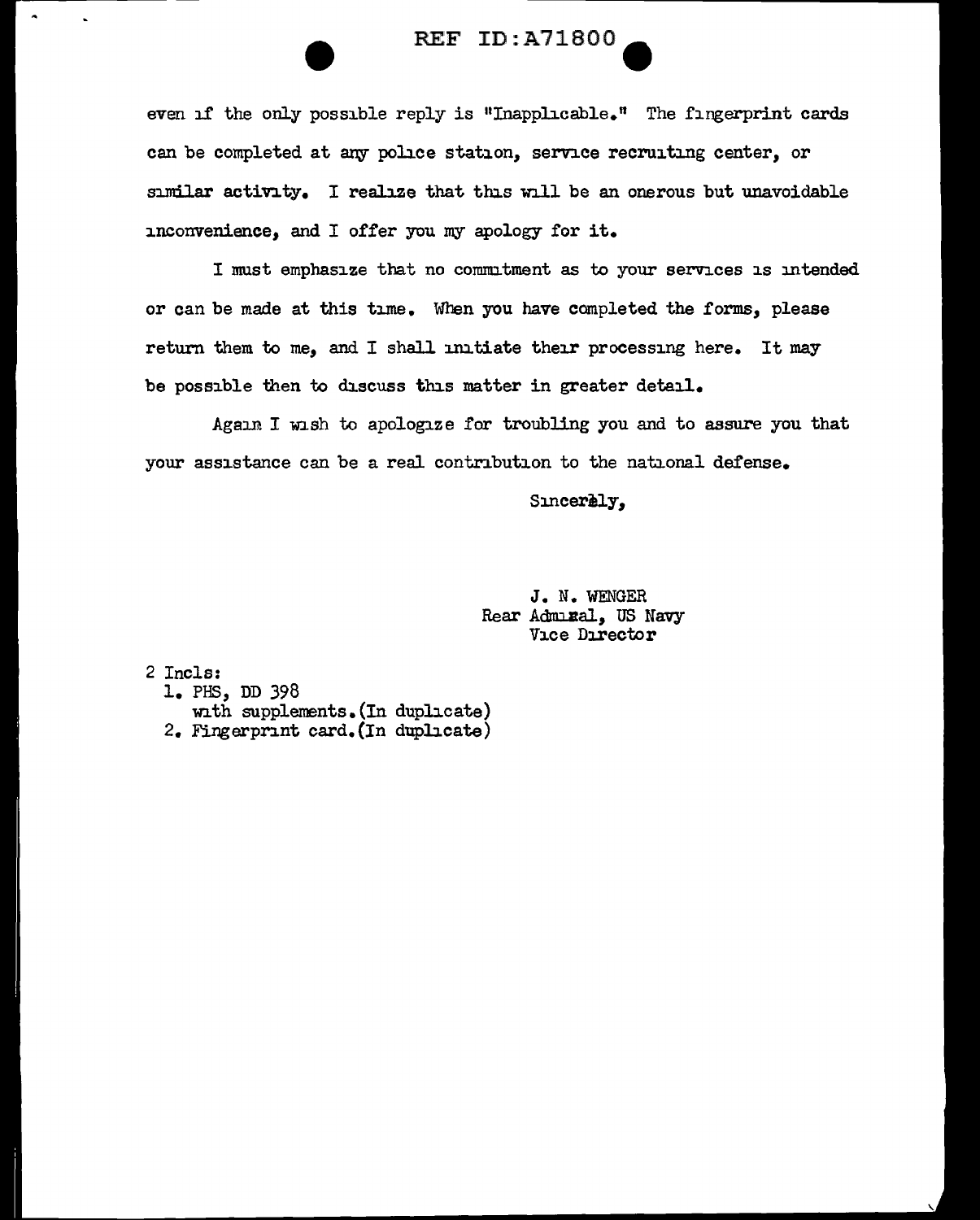even if the only possible reply is "Inapplicable." The fingerprint cards can be completed at any police station, service recruiting center, or similar activity. I realize that this will be an onerous but unavoidable inconvenience, and I offer you my apology for it.

I must emphasize that no commitment as to your services is intended or can be made at this time. When you have completed the forms, please return them to me, and I shall initiate their processing here. It may be possible then to discuss this matter in greater detail.

Again I wish to apologize for troubling you and to assure you that your assistance can be a real contribution to the national defense.

Sincerely,

J. N. WENGER
Rear Admiral, US Navy
Vice Director

2 Incls:
1. PHS, DD 398
with supplements.(In duplicate)
2. Fingerprint card.(In duplicate)